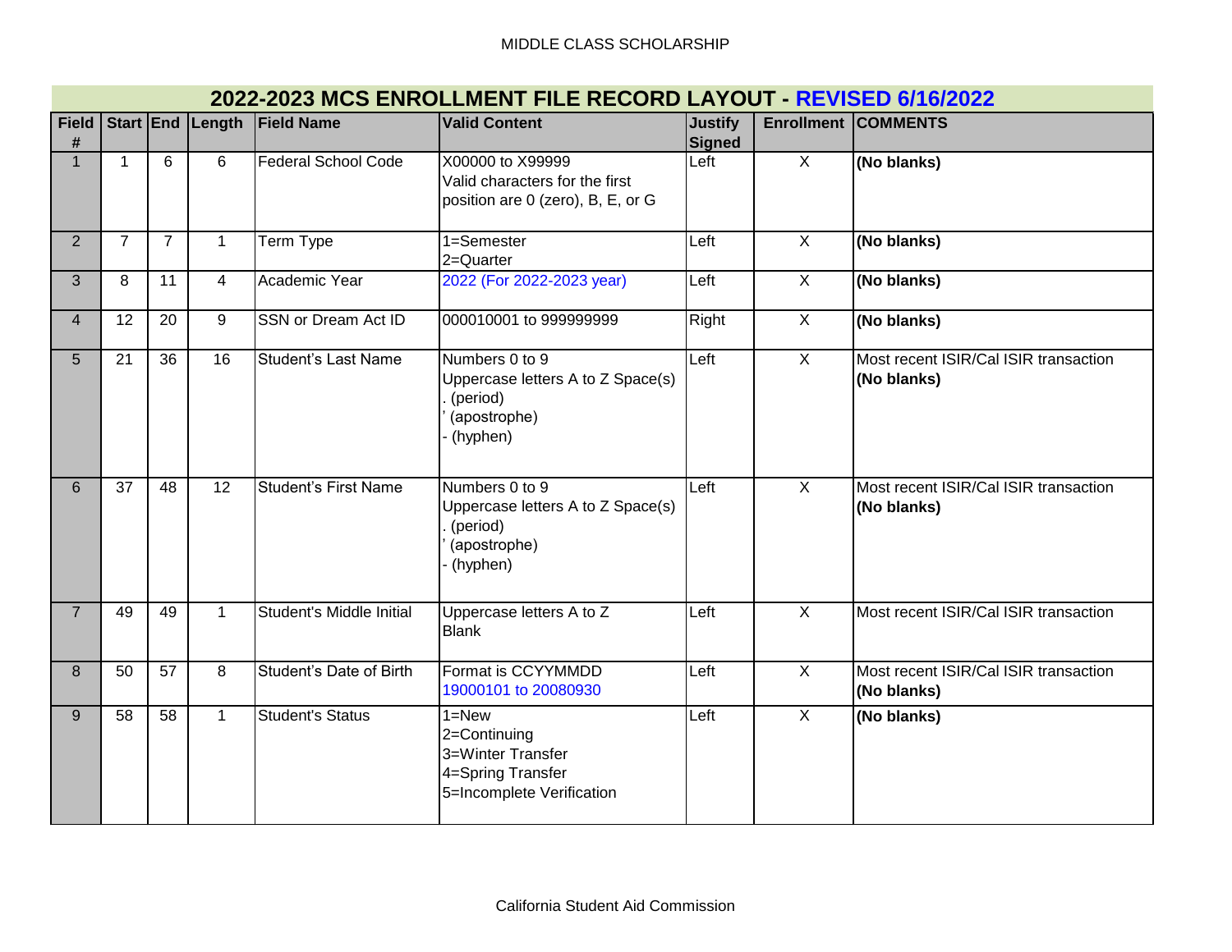MIDDLE CLASS SCHOLARSHIP

## 2022-2023 MCS ENROLLMENT FILE RECORD LAYOUT - REVISED 6/16/2022

| Field # | Start | End | Length | Field Name | Valid Content | Justify Signed | Enrollment | COMMENTS |
|---|---|---|---|---|---|---|---|---|
| 1 | 1 | 6 | 6 | Federal School Code | X00000 to X99999<br>Valid characters for the first position are 0 (zero), B, E, or G | Left | X | **(No blanks)** |
| 2 | 7 | 7 | 1 | Term Type | 1=Semester<br>2=Quarter | Left | X | **(No blanks)** |
| 3 | 8 | 11 | 4 | Academic Year | 2022 (For 2022-2023 year) | Left | X | **(No blanks)** |
| 4 | 12 | 20 | 9 | SSN or Dream Act ID | 000010001 to 999999999 | Right | X | **(No blanks)** |
| 5 | 21 | 36 | 16 | Student's Last Name | Numbers 0 to 9<br>Uppercase letters A to Z Space(s)<br>. (period)<br>' (apostrophe)<br>- (hyphen) | Left | X | Most recent ISIR/Cal ISIR transaction<br>**(No blanks)** |
| 6 | 37 | 48 | 12 | Student's First Name | Numbers 0 to 9<br>Uppercase letters A to Z Space(s)<br>. (period)<br>' (apostrophe)<br>- (hyphen) | Left | X | Most recent ISIR/Cal ISIR transaction<br>**(No blanks)** |
| 7 | 49 | 49 | 1 | Student's Middle Initial | Uppercase letters A to Z<br>Blank | Left | X | Most recent ISIR/Cal ISIR transaction |
| 8 | 50 | 57 | 8 | Student's Date of Birth | Format is CCYYMMDD<br>19000101 to 20080930 | Left | X | Most recent ISIR/Cal ISIR transaction<br>**(No blanks)** |
| 9 | 58 | 58 | 1 | Student's Status | 1=New<br>2=Continuing<br>3=Winter Transfer<br>4=Spring Transfer<br>5=Incomplete Verification | Left | X | **(No blanks)** |

California Student Aid Commission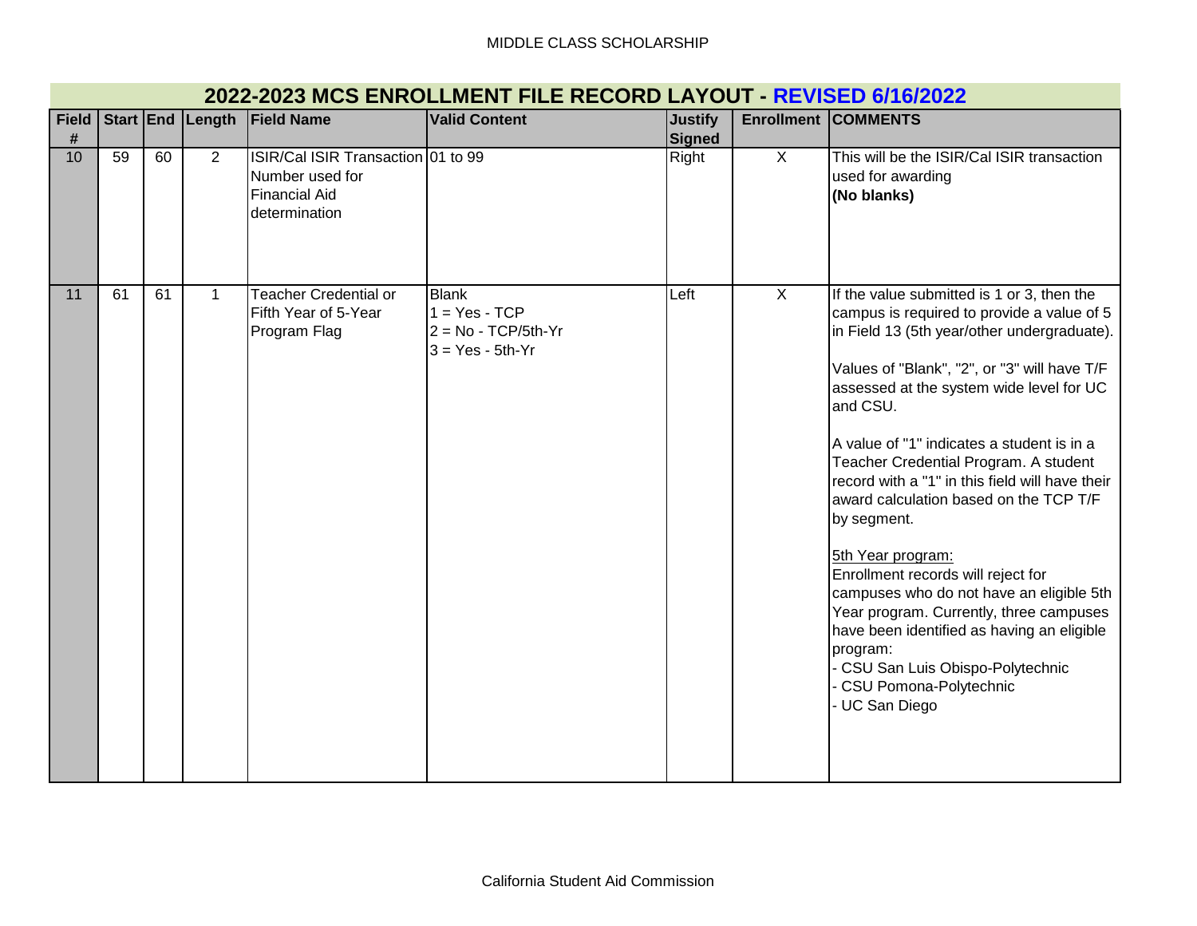## 2022-2023 MCS ENROLLMENT FILE RECORD LAYOUT - REVISED 6/16/2022

| Field # | Start | End | Length | Field Name | Valid Content | Justify Signed | Enrollment | COMMENTS |
|---|---|---|---|---|---|---|---|---|
| 10 | 59 | 60 | 2 | ISIR/Cal ISIR Transaction Number used for Financial Aid determination | 01 to 99 | Right | X | This will be the ISIR/Cal ISIR transaction used for awarding **(No blanks)** |
| 11 | 61 | 61 | 1 | Teacher Credential or Fifth Year of 5-Year Program Flag | Blank<br>1 = Yes - TCP<br>2 = No - TCP/5th-Yr<br>3 = Yes - 5th-Yr | Left | X | If the value submitted is 1 or 3, then the campus is required to provide a value of 5 in Field 13 (5th year/other undergraduate).<br><br>Values of "Blank", "2", or "3" will have T/F assessed at the system wide level for UC and CSU.<br><br>A value of "1" indicates a student is in a Teacher Credential Program. A student record with a "1" in this field will have their award calculation based on the TCP T/F by segment.<br><br>5th Year program:<br>Enrollment records will reject for campuses who do not have an eligible 5th Year program. Currently, three campuses have been identified as having an eligible program:<br>- CSU San Luis Obispo-Polytechnic<br>- CSU Pomona-Polytechnic<br>- UC San Diego |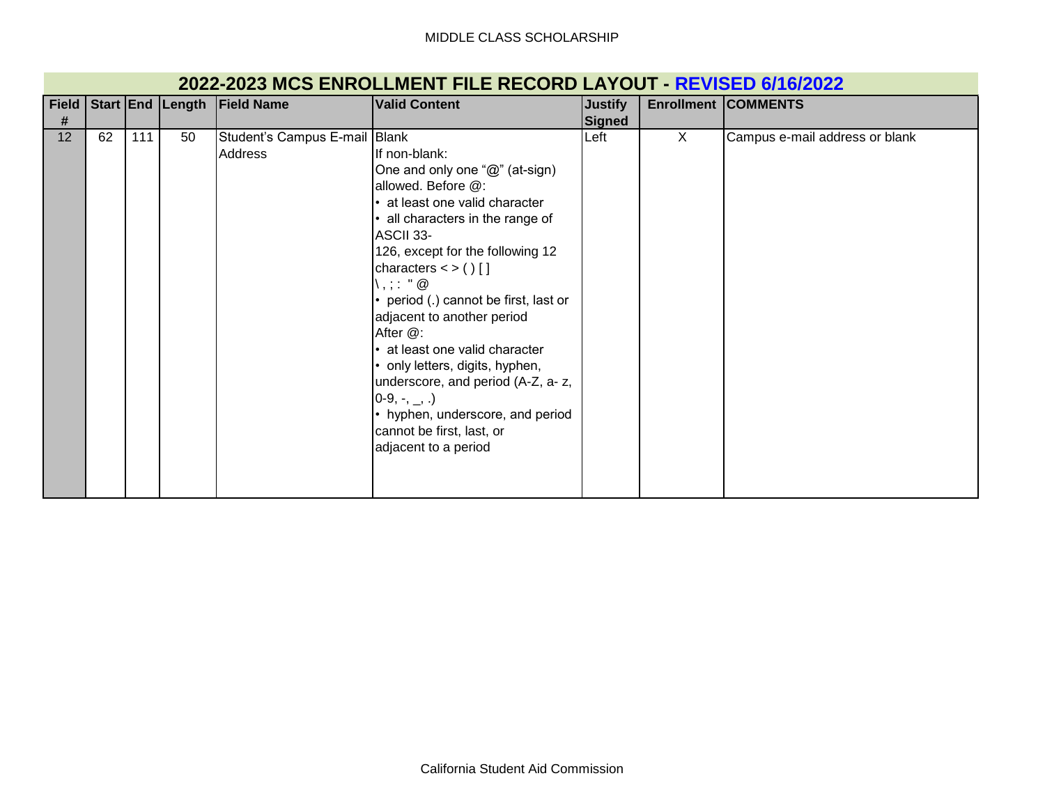## 2022-2023 MCS ENROLLMENT FILE RECORD LAYOUT - REVISED 6/16/2022

| Field # | Start | End | Length | Field Name | Valid Content | Justify Signed | Enrollment | COMMENTS |
|---|---|---|---|---|---|---|---|---|
| 12 | 62 | 111 | 50 | Student's Campus E-mail Address | Blank<br>If non-blank:<br>One and only one "@" (at-sign) allowed. Before @:<br>• at least one valid character<br>• all characters in the range of ASCII 33-126, except for the following 12 characters < > ( ) [ ] \ , ; : " @<br>• period (.) cannot be first, last or adjacent to another period<br>After @:<br>• at least one valid character<br>• only letters, digits, hyphen, underscore, and period (A-Z, a- z, 0-9, -, _, .)<br>• hyphen, underscore, and period cannot be first, last, or adjacent to a period | Left | X | Campus e-mail address or blank |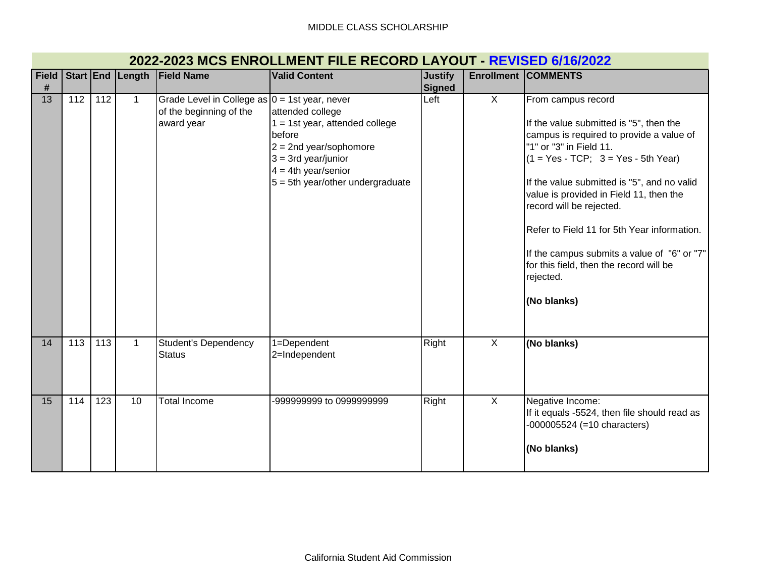## 2022-2023 MCS ENROLLMENT FILE RECORD LAYOUT - REVISED 6/16/2022

| Field # | Start | End | Length | Field Name | Valid Content | Justify Signed | Enrollment | COMMENTS |
|---|---|---|---|---|---|---|---|---|
| 13 | 112 | 112 | 1 | Grade Level in College as of the beginning of the award year | 0 = 1st year, never attended college<br>1 = 1st year, attended college before<br>2 = 2nd year/sophomore<br>3 = 3rd year/junior<br>4 = 4th year/senior<br>5 = 5th year/other undergraduate | Left | X | From campus record<br><br>If the value submitted is "5", then the campus is required to provide a value of "1" or "3" in Field 11.<br>(1 = Yes - TCP;   3 = Yes - 5th Year)<br><br>If the value submitted is "5", and no valid value is provided in Field 11, then the record will be rejected.<br><br>Refer to Field 11 for 5th Year information.<br><br>If the campus submits a value of "6" or "7" for this field, then the record will be rejected.<br><br>**(No blanks)** |
| 14 | 113 | 113 | 1 | Student's Dependency Status | 1=Dependent<br>2=Independent | Right | X | **(No blanks)** |
| 15 | 114 | 123 | 10 | Total Income | -999999999 to 0999999999 | Right | X | Negative Income:<br>If it equals -5524, then file should read as -000005524 (=10 characters)<br><br>**(No blanks)** |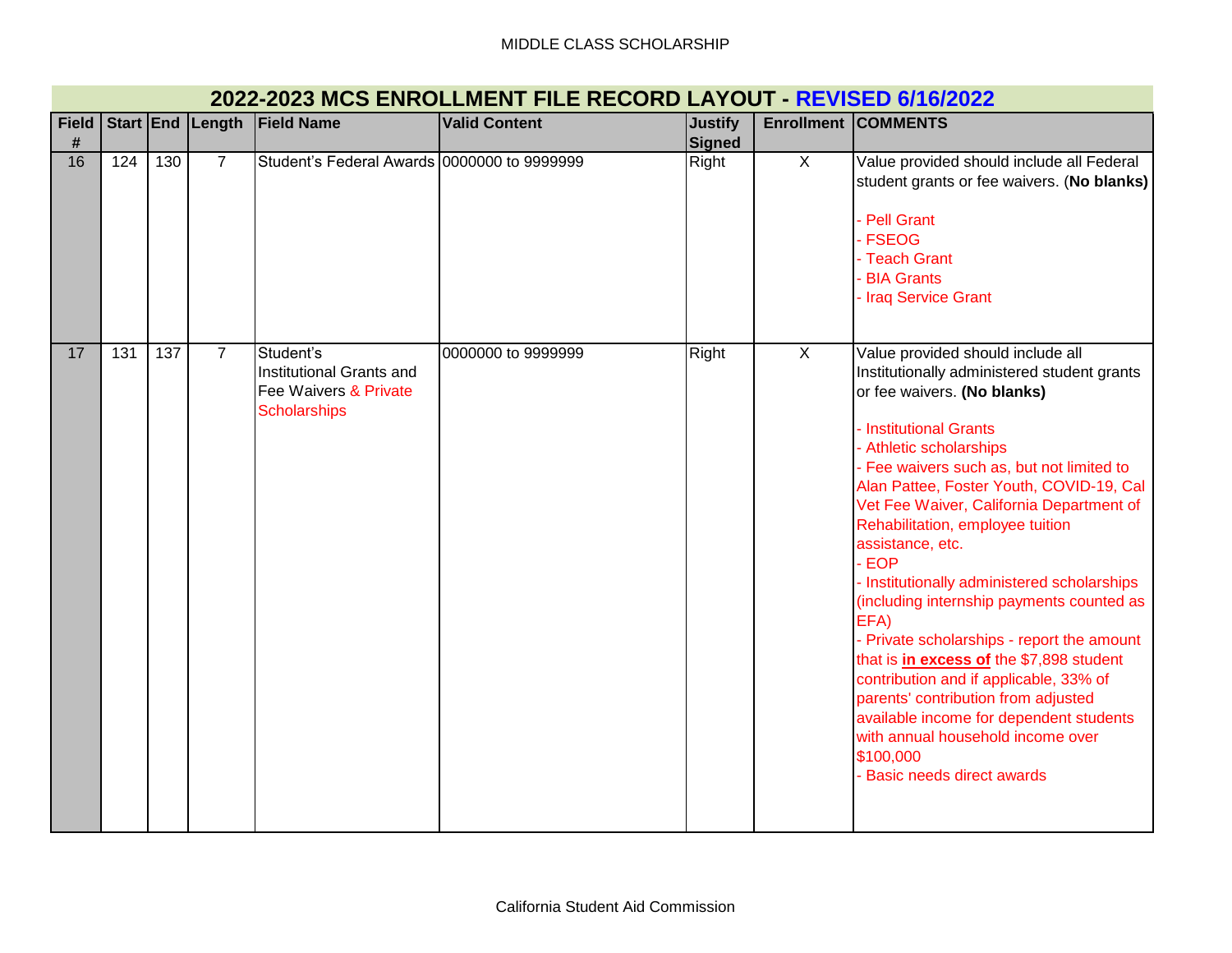MIDDLE CLASS SCHOLARSHIP

## 2022-2023 MCS ENROLLMENT FILE RECORD LAYOUT - REVISED 6/16/2022

| Field # | Start | End | Length | Field Name | Valid Content | Justify Signed | Enrollment | COMMENTS |
|---|---|---|---|---|---|---|---|---|
| 16 | 124 | 130 | 7 | Student's Federal Awards | 0000000 to 9999999 | Right | X | Value provided should include all Federal student grants or fee waivers. (**No blanks**)<br><br>- Pell Grant<br>- FSEOG<br>- Teach Grant<br>- BIA Grants<br>- Iraq Service Grant |
| 17 | 131 | 137 | 7 | Student's Institutional Grants and Fee Waivers & Private Scholarships | 0000000 to 9999999 | Right | X | Value provided should include all Institutionally administered student grants or fee waivers. **(No blanks)**<br><br>- Institutional Grants<br>- Athletic scholarships<br>- Fee waivers such as, but not limited to Alan Pattee, Foster Youth, COVID-19, Cal Vet Fee Waiver, California Department of Rehabilitation, employee tuition assistance, etc.<br>- EOP<br>- Institutionally administered scholarships (including internship payments counted as EFA)<br>- Private scholarships - report the amount that is **in excess of** the $7,898 student contribution and if applicable, 33% of parents' contribution from adjusted available income for dependent students with annual household income over $100,000<br>- Basic needs direct awards |

California Student Aid Commission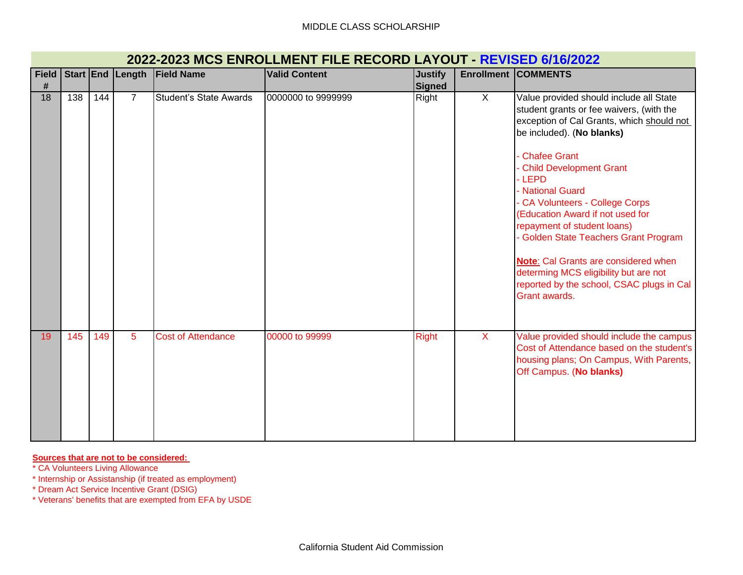MIDDLE CLASS SCHOLARSHIP

## 2022-2023 MCS ENROLLMENT FILE RECORD LAYOUT - REVISED 6/16/2022

| Field # | Start | End | Length | Field Name | Valid Content | Justify Signed | Enrollment | COMMENTS |
|---|---|---|---|---|---|---|---|---|
| 18 | 138 | 144 | 7 | Student's State Awards | 0000000 to 9999999 | Right | X | Value provided should include all State student grants or fee waivers, (with the exception of Cal Grants, which should not be included). (**No blanks)**<br><br>- Chafee Grant<br>- Child Development Grant<br>- LEPD<br>- National Guard<br>- CA Volunteers - College Corps (Education Award if not used for repayment of student loans)<br>- Golden State Teachers Grant Program<br><br>**Note**: Cal Grants are considered when determing MCS eligibility but are not reported by the school, CSAC plugs in Cal Grant awards. |
| 19 | 145 | 149 | 5 | Cost of Attendance | 00000 to 99999 | Right | X | Value provided should include the campus Cost of Attendance based on the student's housing plans; On Campus, With Parents, Off Campus. (**No blanks)** |

**Sources that are not to be considered:**

* CA Volunteers Living Allowance
* Internship or Assistanship (if treated as employment)
* Dream Act Service Incentive Grant (DSIG)
* Veterans' benefits that are exempted from EFA by USDE

California Student Aid Commission